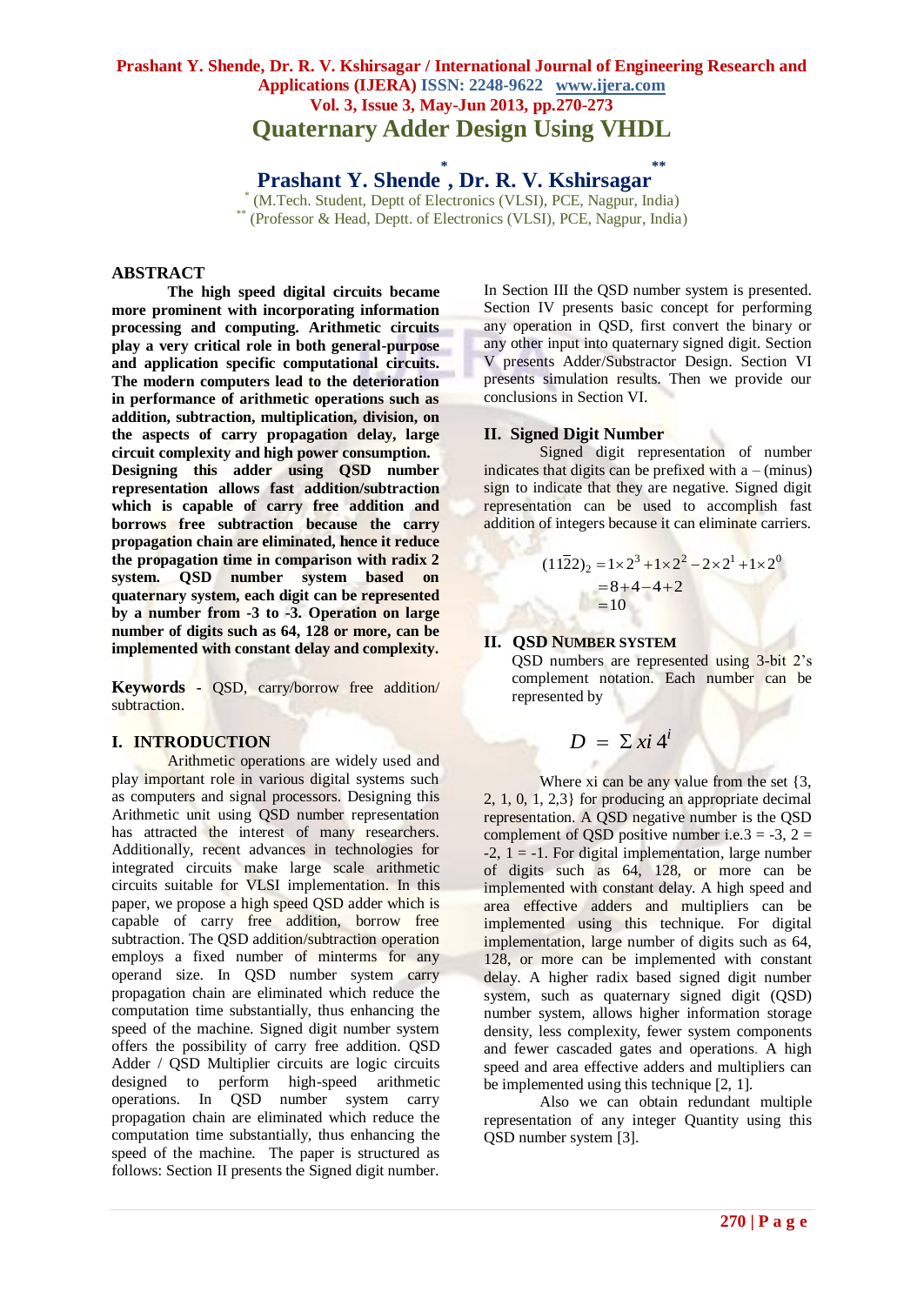# Quaternary Adder Design Using VHDL

**Prashant Y. Shende[*], Dr. R. V. Kshirsagar[**]**

[*] (M.Tech. Student, Deptt of Electronics (VLSI), PCE, Nagpur, India)
[**] (Professor & Head, Deptt. of Electronics (VLSI), PCE, Nagpur, India)

## ABSTRACT

**The high speed digital circuits became more prominent with incorporating information processing and computing. Arithmetic circuits play a very critical role in both general-purpose and application specific computational circuits. The modern computers lead to the deterioration in performance of arithmetic operations such as addition, subtraction, multiplication, division, on the aspects of carry propagation delay, large circuit complexity and high power consumption. Designing this adder using QSD number representation allows fast addition/subtraction which is capable of carry free addition and borrows free subtraction because the carry propagation chain are eliminated, hence it reduce the propagation time in comparison with radix 2 system. QSD number system based on quaternary system, each digit can be represented by a number from -3 to -3. Operation on large number of digits such as 64, 128 or more, can be implemented with constant delay and complexity.**

**Keywords** - QSD, carry/borrow free addition/ subtraction.

## I. INTRODUCTION

Arithmetic operations are widely used and play important role in various digital systems such as computers and signal processors. Designing this Arithmetic unit using QSD number representation has attracted the interest of many researchers. Additionally, recent advances in technologies for integrated circuits make large scale arithmetic circuits suitable for VLSI implementation. In this paper, we propose a high speed QSD adder which is capable of carry free addition, borrow free subtraction. The QSD addition/subtraction operation employs a fixed number of minterms for any operand size. In QSD number system carry propagation chain are eliminated which reduce the computation time substantially, thus enhancing the speed of the machine. Signed digit number system offers the possibility of carry free addition. QSD Adder / QSD Multiplier circuits are logic circuits designed to perform high-speed arithmetic operations. In QSD number system carry propagation chain are eliminated which reduce the computation time substantially, thus enhancing the speed of the machine. The paper is structured as follows: Section II presents the Signed digit number. In Section III the QSD number system is presented. Section IV presents basic concept for performing any operation in QSD, first convert the binary or any other input into quaternary signed digit. Section V presents Adder/Substractor Design. Section VI presents simulation results. Then we provide our conclusions in Section VI.

## II. Signed Digit Number

Signed digit representation of number indicates that digits can be prefixed with a – (minus) sign to indicate that they are negative. Signed digit representation can be used to accomplish fast addition of integers because it can eliminate carriers.

$$
\begin{aligned}
(1\bar{1}22)_2 &= 1\times 2^3 + 1\times 2^2 - 2\times 2^1 + 1\times 2^0 \\
&= 8+4-4+2 \\
&= 10
\end{aligned}
$$

## II. QSD NUMBER SYSTEM

QSD numbers are represented using 3-bit 2's complement notation. Each number can be represented by

$$D = \Sigma\, xi\, 4^i$$

Where xi can be any value from the set {3, 2, 1, 0, 1, 2,3} for producing an appropriate decimal representation. A QSD negative number is the QSD complement of QSD positive number i.e.3 = -3, 2 = -2, 1 = -1. For digital implementation, large number of digits such as 64, 128, or more can be implemented with constant delay. A high speed and area effective adders and multipliers can be implemented using this technique. For digital implementation, large number of digits such as 64, 128, or more can be implemented with constant delay. A higher radix based signed digit number system, such as quaternary signed digit (QSD) number system, allows higher information storage density, less complexity, fewer system components and fewer cascaded gates and operations. A high speed and area effective adders and multipliers can be implemented using this technique [2, 1].

Also we can obtain redundant multiple representation of any integer Quantity using this QSD number system [3].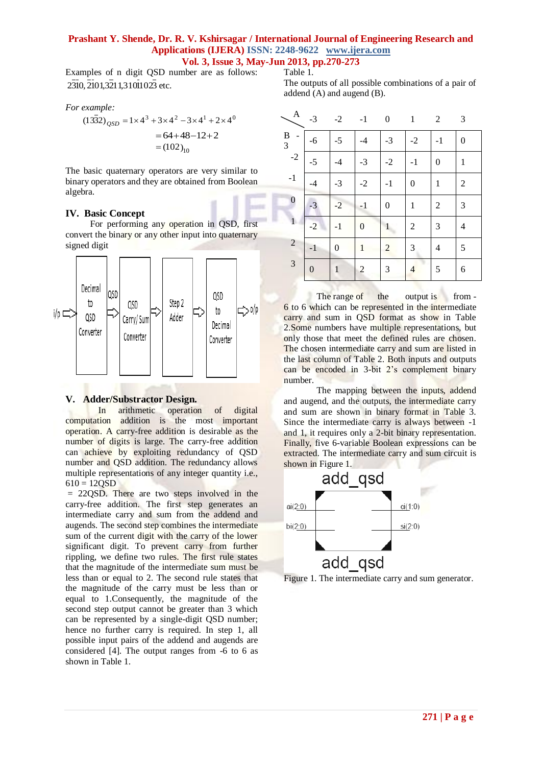Examples of n digit QSD number are as follows: $2\bar{3}10$, $\bar{2}101$, $3\bar{2}11$, $310\bar{1}1023$ etc.

*For example:*

$$(13\bar{3}2)_{QSD} = 1\times 4^3 + 3\times 4^2 - 3\times 4^1 + 2\times 4^0$$
$$= 64 + 48 - 12 + 2$$
$$= (102)_{10}$$

The basic quaternary operators are very similar to binary operators and they are obtained from Boolean algebra.

## IV. Basic Concept

For performing any operation in QSD, first convert the binary or any other input into quaternary signed digit

i/p ⇨ Decimal to QSD Converter ⇨QSD⇨ QSD Carry/ Sum Converter ⇨ Step 2 Adder ⇨ QSD to Decimal Converter ⇨ o/p

## V. Adder/Substractor Design.

In arithmetic operation of digital computation addition is the most important operation. A carry-free addition is desirable as the number of digits is large. The carry-free addition can achieve by exploiting redundancy of QSD number and QSD addition. The redundancy allows multiple representations of any integer quantity i.e., 610 = 12QSD

= 22QSD. There are two steps involved in the carry-free addition. The first step generates an intermediate carry and sum from the addend and augends. The second step combines the intermediate sum of the current digit with the carry of the lower significant digit. To prevent carry from further rippling, we define two rules. The first rule states that the magnitude of the intermediate sum must be less than or equal to 2. The second rule states that the magnitude of the carry must be less than or equal to 1.Consequently, the magnitude of the second step output cannot be greater than 3 which can be represented by a single-digit QSD number; hence no further carry is required. In step 1, all possible input pairs of the addend and augends are considered [4]. The output ranges from -6 to 6 as shown in Table 1.

Table 1.

The outputs of all possible combinations of a pair of addend (A) and augend (B).

| B \ A | -3 | -2 | -1 | 0 | 1 | 2 | 3 |
|---|---|---|---|---|---|---|---|
| -3 | -6 | -5 | -4 | -3 | -2 | -1 | 0 |
| -2 | -5 | -4 | -3 | -2 | -1 | 0 | 1 |
| -1 | -4 | -3 | -2 | -1 | 0 | 1 | 2 |
| 0 | -3 | -2 | -1 | 0 | 1 | 2 | 3 |
| 1 | -2 | -1 | 0 | 1 | 2 | 3 | 4 |
| 2 | -1 | 0 | 1 | 2 | 3 | 4 | 5 |
| 3 | 0 | 1 | 2 | 3 | 4 | 5 | 6 |

The range of the output is from -6 to 6 which can be represented in the intermediate carry and sum in QSD format as show in Table 2.Some numbers have multiple representations, but only those that meet the defined rules are chosen. The chosen intermediate carry and sum are listed in the last column of Table 2. Both inputs and outputs can be encoded in 3-bit 2's complement binary number.

The mapping between the inputs, addend and augend, and the outputs, the intermediate carry and sum are shown in binary format in Table 3. Since the intermediate carry is always between -1 and 1, it requires only a 2-bit binary representation. Finally, five 6-variable Boolean expressions can be extracted. The intermediate carry and sum circuit is shown in Figure 1.

add_qsd

ai(2:0) — ci(1:0)

bi(2:0) — si(2:0)

add_qsd

Figure 1. The intermediate carry and sum generator.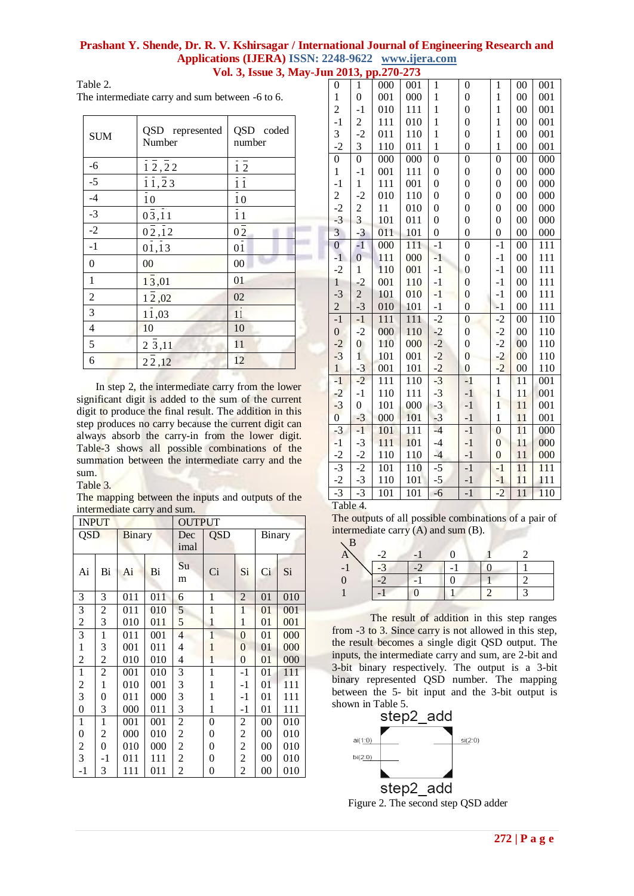Table 2.
The intermediate carry and sum between -6 to 6.

| SUM | QSD represented Number | QSD coded number |
|---|---|---|
| -6 | $\bar{1}\bar{2}$, $\bar{2}2$ | $\bar{1}\bar{2}$ |
| -5 | $\bar{1}\bar{1}$, $\bar{2}3$ | $\bar{1}\bar{1}$ |
| -4 | $\bar{1}0$ | $\bar{1}0$ |
| -3 | $0\bar{3}$, $\bar{1}1$ | $\bar{1}1$ |
| -2 | $0\bar{2}$, $\bar{1}2$ | $0\bar{2}$ |
| -1 | $0\bar{1}$, $\bar{1}3$ | $0\bar{1}$ |
| 0 | 00 | 00 |
| 1 | $1\bar{3}$, 01 | 01 |
| 2 | $1\bar{2}$, 02 | 02 |
| 3 | $1\bar{1}$, 03 | $1\bar{1}$ |
| 4 | 10 | 10 |
| 5 | $2\bar{3}$, 11 | 11 |
| 6 | $2\bar{2}$, 12 | 12 |

In step 2, the intermediate carry from the lower significant digit is added to the sum of the current digit to produce the final result. The addition in this step produces no carry because the current digit can always absorb the carry-in from the lower digit. Table-3 shows all possible combinations of the summation between the intermediate carry and the sum.

Table 3.
The mapping between the inputs and outputs of the intermediate carry and sum.

| INPUT | | | | OUTPUT | | | | |
|---|---|---|---|---|---|---|---|---|
| QSD | | Binary | | Decimal | QSD | | Binary | |
| Ai | Bi | Ai | Bi | Sum | Ci | Si | Ci | Si |
| 3 | 3 | 011 | 011 | 6 | 1 | 2 | 01 | 010 |
| 3 | 2 | 011 | 010 | 5 | 1 | 1 | 01 | 001 |
| 2 | 3 | 010 | 011 | 5 | 1 | 1 | 01 | 001 |
| 3 | 1 | 011 | 001 | 4 | 1 | 0 | 01 | 000 |
| 1 | 3 | 001 | 011 | 4 | 1 | 0 | 01 | 000 |
| 2 | 2 | 010 | 010 | 4 | 1 | 0 | 01 | 000 |
| 1 | 2 | 001 | 010 | 3 | 1 | -1 | 01 | 111 |
| 2 | 1 | 010 | 001 | 3 | 1 | -1 | 01 | 111 |
| 3 | 0 | 011 | 000 | 3 | 1 | -1 | 01 | 111 |
| 0 | 3 | 000 | 011 | 3 | 1 | -1 | 01 | 111 |
| 1 | 1 | 001 | 001 | 2 | 0 | 2 | 00 | 010 |
| 0 | 2 | 000 | 010 | 2 | 0 | 2 | 00 | 010 |
| 2 | 0 | 010 | 000 | 2 | 0 | 2 | 00 | 010 |
| 3 | -1 | 011 | 111 | 2 | 0 | 2 | 00 | 010 |
| -1 | 3 | 111 | 011 | 2 | 0 | 2 | 00 | 010 |
| 0 | 1 | 000 | 001 | 1 | 0 | 1 | 00 | 001 |
| 1 | 0 | 001 | 000 | 1 | 0 | 1 | 00 | 001 |
| 2 | -1 | 010 | 111 | 1 | 0 | 1 | 00 | 001 |
| -1 | 2 | 111 | 010 | 1 | 0 | 1 | 00 | 001 |
| 3 | -2 | 011 | 110 | 1 | 0 | 1 | 00 | 001 |
| -2 | 3 | 110 | 011 | 1 | 0 | 1 | 00 | 001 |
| 0 | 0 | 000 | 000 | 0 | 0 | 0 | 00 | 000 |
| 1 | -1 | 001 | 111 | 0 | 0 | 0 | 00 | 000 |
| -1 | 1 | 111 | 001 | 0 | 0 | 0 | 00 | 000 |
| 2 | -2 | 010 | 110 | 0 | 0 | 0 | 00 | 000 |
| -2 | 2 | 11 | 010 | 0 | 0 | 0 | 00 | 000 |
| -3 | 3 | 101 | 011 | 0 | 0 | 0 | 00 | 000 |
| 3 | -3 | 011 | 101 | 0 | 0 | 0 | 00 | 000 |
| 0 | -1 | 000 | 111 | -1 | 0 | -1 | 00 | 111 |
| -1 | 0 | 111 | 000 | -1 | 0 | -1 | 00 | 111 |
| -2 | 1 | 110 | 001 | -1 | 0 | -1 | 00 | 111 |
| 1 | -2 | 001 | 110 | -1 | 0 | -1 | 00 | 111 |
| -3 | 2 | 101 | 010 | -1 | 0 | -1 | 00 | 111 |
| 2 | -3 | 010 | 101 | -1 | 0 | -1 | 00 | 111 |
| -1 | -1 | 111 | 111 | -2 | 0 | -2 | 00 | 110 |
| 0 | -2 | 000 | 110 | -2 | 0 | -2 | 00 | 110 |
| -2 | 0 | 110 | 000 | -2 | 0 | -2 | 00 | 110 |
| -3 | 1 | 101 | 001 | -2 | 0 | -2 | 00 | 110 |
| 1 | -3 | 001 | 101 | -2 | 0 | -2 | 00 | 110 |
| -1 | -2 | 111 | 110 | -3 | -1 | 1 | 11 | 001 |
| -2 | -1 | 110 | 111 | -3 | -1 | 1 | 11 | 001 |
| -3 | 0 | 101 | 000 | -3 | -1 | 1 | 11 | 001 |
| 0 | -3 | 000 | 101 | -3 | -1 | 1 | 11 | 001 |
| -3 | -1 | 101 | 111 | -4 | -1 | 0 | 11 | 000 |
| -1 | -3 | 111 | 101 | -4 | -1 | 0 | 11 | 000 |
| -2 | -2 | 110 | 110 | -4 | -1 | 0 | 11 | 000 |
| -3 | -2 | 101 | 110 | -5 | -1 | -1 | 11 | 111 |
| -2 | -3 | 110 | 101 | -5 | -1 | -1 | 11 | 111 |
| -3 | -3 | 101 | 101 | -6 | -1 | -2 | 11 | 110 |

Table 4.
The outputs of all possible combinations of a pair of intermediate carry (A) and sum (B).

| A \ B | -2 | -1 | 0 | 1 | 2 |
|---|---|---|---|---|---|
| -1 | -3 | -2 | -1 | 0 | 1 |
| 0 | -2 | -1 | 0 | 1 | 2 |
| 1 | -1 | 0 | 1 | 2 | 3 |

The result of addition in this step ranges from -3 to 3. Since carry is not allowed in this step, the result becomes a single digit QSD output. The inputs, the intermediate carry and sum, are 2-bit and 3-bit binary respectively. The output is a 3-bit binary represented QSD number. The mapping between the 5- bit input and the 3-bit output is shown in Table 5.

step2_add

ai(1:0) bi(2:0) si(2:0)

step2_add

Figure 2. The second step QSD adder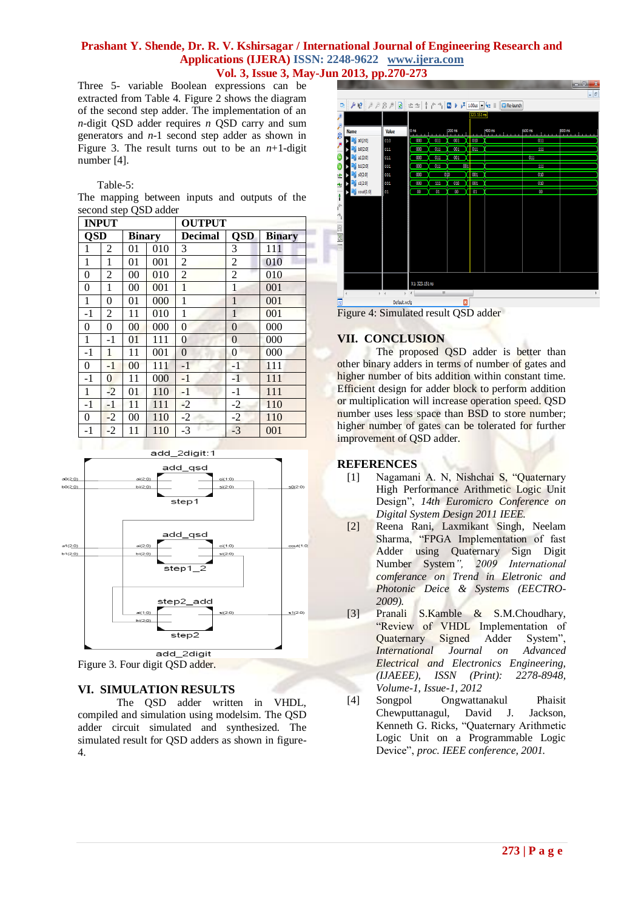Three 5- variable Boolean expressions can be extracted from Table 4. Figure 2 shows the diagram of the second step adder. The implementation of an *n*-digit QSD adder requires *n* QSD carry and sum generators and *n*-1 second step adder as shown in Figure 3. The result turns out to be an *n*+1-digit number [4].

Table-5:
The mapping between inputs and outputs of the second step QSD adder

| INPUT | | | | OUTPUT | | |
|---|---|---|---|---|---|---|
| QSD | | Binary | | Decimal | QSD | Binary |
| 1 | 2 | 01 | 010 | 3 | 3 | 111 |
| 1 | 1 | 01 | 001 | 2 | 2 | 010 |
| 0 | 2 | 00 | 010 | 2 | 2 | 010 |
| 0 | 1 | 00 | 001 | 1 | 1 | 001 |
| 1 | 0 | 01 | 000 | 1 | 1 | 001 |
| -1 | 2 | 11 | 010 | 1 | 1 | 001 |
| 0 | 0 | 00 | 000 | 0 | 0 | 000 |
| 1 | -1 | 01 | 111 | 0 | 0 | 000 |
| -1 | 1 | 11 | 001 | 0 | 0 | 000 |
| 0 | -1 | 00 | 111 | -1 | -1 | 111 |
| -1 | 0 | 11 | 000 | -1 | -1 | 111 |
| 1 | -2 | 01 | 110 | -1 | -1 | 111 |
| -1 | -1 | 11 | 111 | -2 | -2 | 110 |
| 0 | -2 | 00 | 110 | -2 | -2 | 110 |
| -1 | -2 | 11 | 110 | -3 | -3 | 001 |

add_2digit:1
add_qsd
a0(2:0)
b0(2:0)
ai(2:0)
bi(2:0)
ci(1:0)
si(2:0)
s0(2:0)
step1
add_qsd
a1(2:0)
b1(2:0)
ai(2:0)
bi(2:0)
ci(1:0)
si(2:0)
cout(1:0)
step1_2
step2_add
ai(1:0)
bi(2:0)
si(2:0)
s1(2:0)
step2
add_2digit

Figure 3. Four digit QSD adder.

## VI. SIMULATION RESULTS

The QSD adder written in VHDL, compiled and simulation using modelsim. The QSD adder circuit simulated and synthesized. The simulated result for QSD adders as shown in figure-4.

Figure 4: Simulated result QSD adder

## VII. CONCLUSION

The proposed QSD adder is better than other binary adders in terms of number of gates and higher number of bits addition within constant time. Efficient design for adder block to perform addition or multiplication will increase operation speed. QSD number uses less space than BSD to store number; higher number of gates can be tolerated for further improvement of QSD adder.

## REFERENCES

[1] Nagamani A. N, Nishchai S, "Quaternary High Performance Arithmetic Logic Unit Design", *14th Euromicro Conference on Digital System Design 2011 IEEE.*

[2] Reena Rani, Laxmikant Singh, Neelam Sharma, "FPGA Implementation of fast Adder using Quaternary Sign Digit Number System", *2009 International comferance on Trend in Eletronic and Photonic Deice & Systems (EECTRO-2009).*

[3] Pranali S.Kamble & S.M.Choudhary, "Review of VHDL Implementation of Quaternary Signed Adder System", *International Journal on Advanced Electrical and Electronics Engineering, (IJAEEE), ISSN (Print): 2278-8948, Volume-1, Issue-1, 2012*

[4] Songpol Ongwattanakul Phaisit Chewputtanagul, David J. Jackson, Kenneth G. Ricks, "Quaternary Arithmetic Logic Unit on a Programmable Logic Device", *proc. IEEE conference, 2001.*